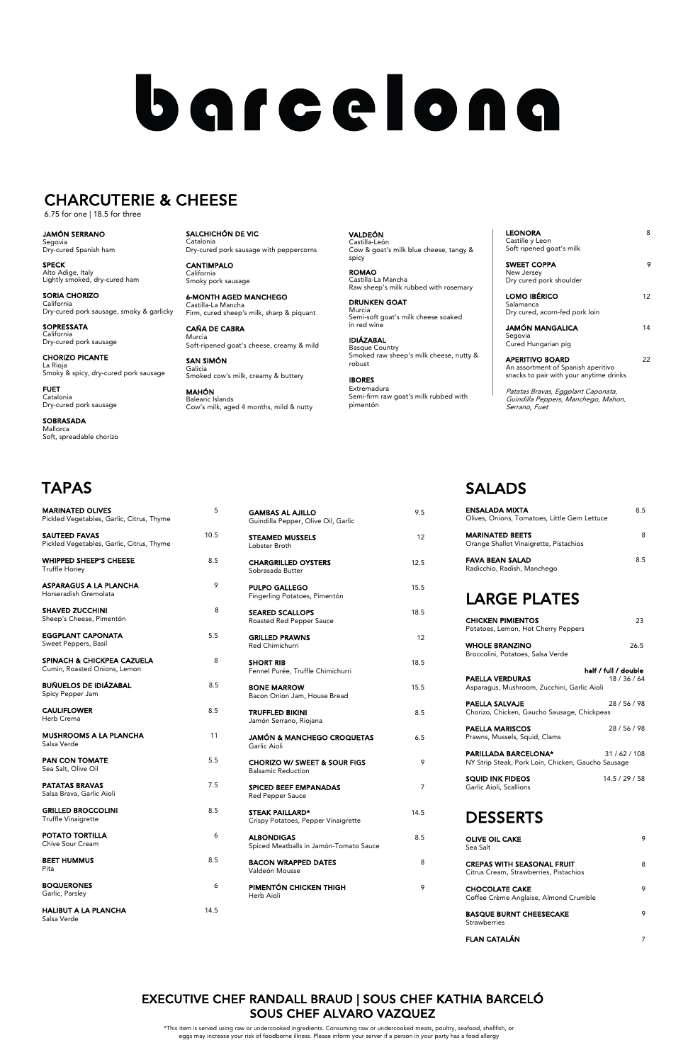# barcelona

## CHARCUTERIE & CHEESE

6.75 for one | 18.5 for three

**JAMÓN SERRANO**
Segovia
Dry-cured Spanish ham

**SPECK**
Alto Adige, Italy
Lightly smoked, dry-cured ham

**SORIA CHORIZO**
California
Dry-cured pork sausage, smoky & garlicky

**SOPRESSATA**
California
Dry-cured pork sausage

**CHORIZO PICANTE**
La Rioja
Smoky & spicy, dry-cured pork sausage

**FUET**
Catalonia
Dry-cured pork sausage

**SOBRASADA**
Mallorca
Soft, spreadable chorizo

**SALCHICHÓN DE VIC**
Catalonia
Dry-cured pork sausage with peppercorns

**CANTIMPALO**
California
Smoky pork sausage

**6-MONTH AGED MANCHEGO**
Castilla-La Mancha
Firm, cured sheep's milk, sharp & piquant

**CAÑA DE CABRA**
Murcia
Soft-ripened goat's cheese, creamy & mild

**SAN SIMÓN**
Galicia
Smoked cow's milk, creamy & buttery

**MAHÓN**
Balearic Islands
Cow's milk, aged 4 months, mild & nutty

**VALDEÓN**
Castilla-León
Cow & goat's milk blue cheese, tangy & spicy

**ROMAO**
Castilla-La Mancha
Raw sheep's milk rubbed with rosemary

**DRUNKEN GOAT**
Murcia
Semi-soft goat's milk cheese soaked in red wine

**IDIÁZABAL**
Basque Country
Smoked raw sheep's milk cheese, nutty & robust

**IBORES**
Extremadura
Semi-firm raw goat's milk rubbed with pimentón

**LEONORA** — 8
Castille y Leon
Soft ripened goat's milk

**SWEET COPPA** — 9
New Jersey
Dry cured pork shoulder

**LOMO IBÉRICO** — 12
Salamanca
Dry cured, acorn-fed pork loin

**JAMÓN MANGALICA** — 14
Segovia
Cured Hungarian pig

**APERITIVO BOARD** — 22
An assortment of Spanish aperitivo snacks to pair with your anytime drinks

*Patatas Bravas, Eggplant Caponata, Guindilla Peppers, Manchego, Mahon, Serrano, Fuet*

## TAPAS

| Item | Price |
|---|---|
| **MARINATED OLIVES**<br>Pickled Vegetables, Garlic, Citrus, Thyme | 5 |
| **SAUTEED FAVAS**<br>Pickled Vegetables, Garlic, Citrus, Thyme | 10.5 |
| **WHIPPED SHEEP'S CHEESE**<br>Truffle Honey | 8.5 |
| **ASPARAGUS A LA PLANCHA**<br>Horseradish Gremolata | 9 |
| **SHAVED ZUCCHINI**<br>Sheep's Cheese, Pimentón | 8 |
| **EGGPLANT CAPONATA**<br>Sweet Peppers, Basil | 5.5 |
| **SPINACH & CHICKPEA CAZUELA**<br>Cumin, Roasted Onions, Lemon | 8 |
| **BUÑUELOS DE IDIÁZABAL**<br>Spicy Pepper Jam | 8.5 |
| **CAULIFLOWER**<br>Herb Crema | 8.5 |
| **MUSHROOMS A LA PLANCHA**<br>Salsa Verde | 11 |
| **PAN CON TOMATE**<br>Sea Salt, Olive Oil | 5.5 |
| **PATATAS BRAVAS**<br>Salsa Brava, Garlic Aioli | 7.5 |
| **GRILLED BROCCOLINI**<br>Truffle Vinaigrette | 8.5 |
| **POTATO TORTILLA**<br>Chive Sour Cream | 6 |
| **BEET HUMMUS**<br>Pita | 8.5 |
| **BOQUERONES**<br>Garlic, Parsley | 6 |
| **HALIBUT A LA PLANCHA**<br>Salsa Verde | 14.5 |
| **GAMBAS AL AJILLO**<br>Guindilla Pepper, Olive Oil, Garlic | 9.5 |
| **STEAMED MUSSELS**<br>Lobster Broth | 12 |
| **CHARGRILLED OYSTERS**<br>Sobrasada Butter | 12.5 |
| **PULPO GALLEGO**<br>Fingerling Potatoes, Pimentón | 15.5 |
| **SEARED SCALLOPS**<br>Roasted Red Pepper Sauce | 18.5 |
| **GRILLED PRAWNS**<br>Red Chimichurri | 12 |
| **SHORT RIB**<br>Fennel Purée, Truffle Chimichurri | 18.5 |
| **BONE MARROW**<br>Bacon Onion Jam, House Bread | 15.5 |
| **TRUFFLED BIKINI**<br>Jamón Serrano, Riojana | 8.5 |
| **JAMÓN & MANCHEGO CROQUETAS**<br>Garlic Aioli | 6.5 |
| **CHORIZO W/ SWEET & SOUR FIGS**<br>Balsamic Reduction | 9 |
| **SPICED BEEF EMPANADAS**<br>Red Pepper Sauce | 7 |
| **STEAK PAILLARD***<br>Crispy Potatoes, Pepper Vinaigrette | 14.5 |
| **ALBONDIGAS**<br>Spiced Meatballs in Jamón-Tomato Sauce | 8.5 |
| **BACON WRAPPED DATES**<br>Valdeón Mousse | 8 |
| **PIMENTÓN CHICKEN THIGH**<br>Herb Aioli | 9 |

## SALADS

| Item | Price |
|---|---|
| **ENSALADA MIXTA**<br>Olives, Onions, Tomatoes, Little Gem Lettuce | 8.5 |
| **MARINATED BEETS**<br>Orange Shallot Vinaigrette, Pistachios | 8 |
| **FAVA BEAN SALAD**<br>Radicchio, Radish, Manchego | 8.5 |

## LARGE PLATES

| Item | Price |
|---|---|
| **CHICKEN PIMIENTOS**<br>Potatoes, Lemon, Hot Cherry Peppers | 23 |
| **WHOLE BRANZINO**<br>Broccolini, Potatoes, Salsa Verde | 26.5 |
| | **half / full / double** |
| **PAELLA VERDURAS**<br>Asparagus, Mushroom, Zucchini, Garlic Aioli | 18 / 36 / 64 |
| **PAELLA SALVAJE**<br>Chorizo, Chicken, Gaucho Sausage, Chickpeas | 28 / 56 / 98 |
| **PAELLA MARISCOS**<br>Prawns, Mussels, Squid, Clams | 28 / 56 / 98 |
| **PARILLADA BARCELONA***<br>NY Strip Steak, Pork Loin, Chicken, Gaucho Sausage | 31 / 62 / 108 |
| **SQUID INK FIDEOS**<br>Garlic Aioli, Scallions | 14.5 / 29 / 58 |

## DESSERTS

| Item | Price |
|---|---|
| **OLIVE OIL CAKE**<br>Sea Salt | 9 |
| **CREPAS WITH SEASONAL FRUIT**<br>Citrus Cream, Strawberries, Pistachios | 8 |
| **CHOCOLATE CAKE**<br>Coffee Crème Anglaise, Almond Crumble | 9 |
| **BASQUE BURNT CHEESECAKE**<br>Strawberries | 9 |
| **FLAN CATALÁN** | 7 |

## EXECUTIVE CHEF RANDALL BRAUD | SOUS CHEF KATHIA BARCELÓ
## SOUS CHEF ALVARO VAZQUEZ

*This item is served using raw or undercooked ingredients. Consuming raw or undercooked meats, poultry, seafood, shellfish, or eggs may increase your risk of foodborne illness. Please inform your server if a person in your party has a food allergy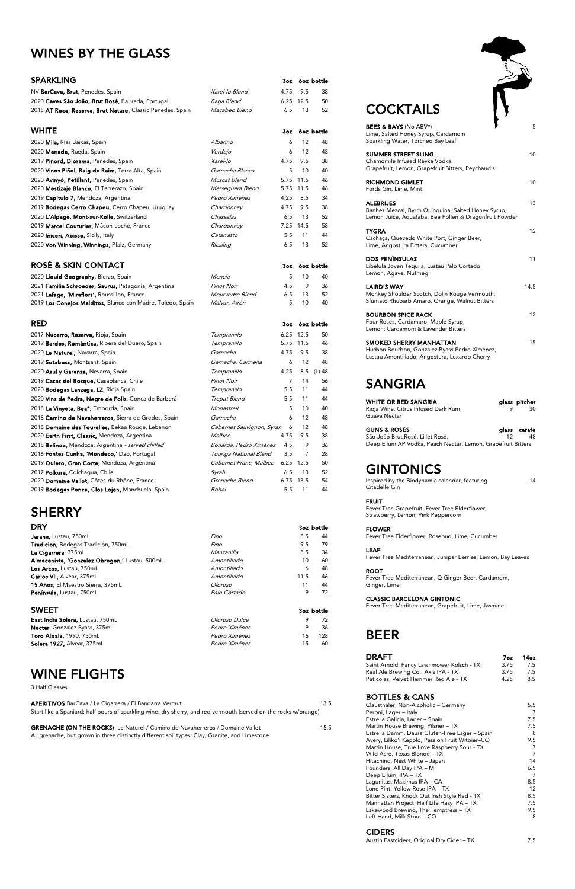# WINES BY THE GLASS

## SPARKLING

| | | 3oz | 6oz | bottle |
|---|---|---|---|---|
| NV **BarCava, Brut**, Penedès, Spain | *Xarel-lo Blend* | 4.75 | 9.5 | 38 |
| 2020 **Caves São João, Brut Rosé**, Bairrada, Portugal | *Baga Blend* | 6.25 | 12.5 | 50 |
| 2018 **AT Roca, Reserva, Brut Nature,** Classic Penedès, Spain | *Macabeo Blend* | 6.5 | 13 | 52 |

## WHITE

| | | 3oz | 6oz | bottle |
|---|---|---|---|---|
| 2020 **Mila,** Rías Baixas, Spain | *Albariño* | 6 | 12 | 48 |
| 2020 **Menade,** Rueda, Spain | *Verdejo* | 6 | 12 | 48 |
| 2019 **Pinord, Diorama**, Penedès, Spain | *Xarel-lo* | 4.75 | 9.5 | 38 |
| 2020 **Vinos Piñol, Raig de Raim,** Terra Alta, Spain | *Garnacha Blanca* | 5 | 10 | 40 |
| 2020 **Avinyó, Petillant**, Penedès, Spain | *Muscat Blend* | 5.75 | 11.5 | 46 |
| 2020 **Mestizaje Blanco,** El Terrerazo, Spain | *Merseguera Blend* | 5.75 | 11.5 | 46 |
| 2019 **Capítulo 7,** Mendoza, Argentina | *Pedro Ximénez* | 4.25 | 8.5 | 34 |
| 2019 **Bodegas Cerro Chapeu,** Cerro Chapeu, Uruguay | *Chardonnay* | 4.75 | 9.5 | 38 |
| 2020 **L'Alpage, Mont-sur-Rolle,** Switzerland | *Chasselas* | 6.5 | 13 | 52 |
| 2019 **Marcel Couturier,** Mâcon-Loché, France | *Chardonnay* | 7.25 | 14.5 | 58 |
| 2020 **Iniceri, Abisso,** Sicily, Italy | *Catarratto* | 5.5 | 11 | 44 |
| 2020 **Von Winning, Winnings,** Pfalz, Germany | *Riesling* | 6.5 | 13 | 52 |

## ROSÉ & SKIN CONTACT

| | | 3oz | 6oz | bottle |
|---|---|---|---|---|
| 2020 **Liquid Geography,** Bierzo, Spain | *Mencía* | 5 | 10 | 40 |
| 2021 **Familia Schroeder, Saurus,** Patagonia, Argentina | *Pinot Noir* | 4.5 | 9 | 36 |
| 2021 **Lafage, 'Miraflors',** Roussillon, France | *Mourvedre Blend* | 6.5 | 13 | 52 |
| 2019 **Los Conejos Malditos,** Blanco con Madre, Toledo, Spain | *Malvar, Airén* | 5 | 10 | 40 |

## RED

| | | 3oz | 6oz | bottle |
|---|---|---|---|---|
| 2017 **Nucerro, Reserva,** Rioja, Spain | *Tempranillo* | 6.25 | 12.5 | 50 |
| 2019 **Bardos, Romántica,** Ribera del Duero, Spain | *Tempranillo* | 5.75 | 11.5 | 46 |
| 2020 **Le Naturel,** Navarra, Spain | *Garnacha* | 4.75 | 9.5 | 38 |
| 2019 **Sotabosc,** Montsant, Spain | *Garnacha, Cariñena* | 6 | 12 | 48 |
| 2020 **Azul y Garanza,** Nevarra, Spain | *Tempranillo* | 4.25 | 8.5 | (L) 48 |
| 2019 **Casas del Bosque,** Casablanca, Chile | *Pinot Noir* | 7 | 14 | 56 |
| 2020 **Bodegas Lanzaga, LZ,** Rioja Spain | *Tempranillo* | 5.5 | 11 | 44 |
| 2020 **Vins de Pedra, Negre de Folls**, Conca de Barberá | *Trepat Blend* | 5.5 | 11 | 44 |
| 2018 **La Vinyeta, Bea\*,** Emporda, Spain | *Monastrell* | 5 | 10 | 40 |
| 2018 **Camino de Navaherreros,** Sierra de Gredos, Spain | *Garnacha* | 6 | 12 | 48 |
| 2018 **Domaine des Tourelles,** Bekaa Rouge, Lebanon | *Cabernet Sauvignon, Syrah* | 6 | 12 | 48 |
| 2020 **Earth First, Classic,** Mendoza, Argentina | *Malbec* | 4.75 | 9.5 | 38 |
| 2018 **Belinda,** Mendoza, Argentina *- served chilled* | *Bonarda, Pedro Ximénez* | 4.5 | 9 | 36 |
| 2016 **Fontes Cunha, 'Mondeco,'** Dão, Portugal | *Touriga National Blend* | 3.5 | 7 | 28 |
| 2019 **Quieto, Gran Corte,** Mendoza, Argentina | *Cabernet Franc, Malbec* | 6.25 | 12.5 | 50 |
| 2017 **Polkura,** Colchagua, Chile | *Syrah* | 6.5 | 13 | 52 |
| 2020 **Domaine Vallot,** Côtes-du-Rhône, France | *Grenache Blend* | 6.75 | 13.5 | 54 |
| 2019 **Bodegas Ponce, Clos Lojen,** Manchuela, Spain | *Bobal* | 5.5 | 11 | 44 |

# SHERRY

## DRY

| | | 3oz | bottle |
|---|---|---|---|
| **Jarana,** Lustau, 750mL | *Fino* | 5.5 | 44 |
| **Tradicion,** Bodegas Tradicion, 750mL | *Fino* | 9.5 | 79 |
| **La Cigarrera**, 375mL | *Manzanilla* | 8.5 | 34 |
| **Almacenista, 'Gonzalez Obregon,'** Lustau, 500mL | *Amontillado* | 10 | 60 |
| **Los Arcos,** Lustau, 750mL | *Amontillado* | 6 | 48 |
| **Carlos VII,** Alvear, 375mL | *Amontillado* | 11.5 | 46 |
| **15 Años,** El Maestro Sierra, 375mL | *Oloroso* | 11 | 44 |
| **Península,** Lustau, 750mL | *Palo Cortado* | 9 | 72 |

## SWEET

| | | 3oz | bottle |
|---|---|---|---|
| **East India Solera,** Lustau, 750mL | *Oloroso Dulce* | 9 | 72 |
| **Nectar**, Gonzalez Byass, 375mL | *Pedro Ximénez* | 9 | 36 |
| **Toro Albala,** 1990, 750mL | *Pedro Ximénez* | 16 | 128 |
| **Solera 1927,** Alvear, 375mL | *Pedro Ximénez* | 15 | 60 |

# WINE FLIGHTS

3 Half Glasses

**APERITIVOS** BarCava / La Cigarrera / El Bandarra Vermut — 13.5
Start like a Spaniard: half pours of sparkling wine, dry sherry, and red vermouth (served on the rocks w/orange)

**GRENACHE (ON THE ROCKS)** Le Naturel / Camino de Navaherreros / Domaine Vallot — 15.5
All grenache, but grown in three distinctly different soil types: Clay, Granite, and Limestone

# COCKTAILS

**BEES & BAYS** (No ABV\*) — 5
Lime, Salted Honey Syrup, Cardamom
Sparkling Water, Torched Bay Leaf

**SUMMER STREET SLING** — 10
Chamomile Infused Reyka Vodka
Grapefruit, Lemon, Grapefruit Bitters, Peychaud's

**RICHMOND GIMLET** — 10
Fords Gin, Lime, Mint

**ALEBRIJES** — 13
Banhez Mezcal, Byrrh Quinquina, Salted Honey Syrup,
Lemon Juice, Aquafaba, Bee Pollen & Dragonfruit Powder

**TYGRA** — 12
Cachaça, Quevedo White Port, Ginger Beer,
Lime, Angostura Bitters, Cucumber

**DOS PENÍNSULAS** — 11
Libélula Joven Tequila, Lustau Palo Cortado
Lemon, Agave, Nutmeg

**LAIRD'S WAY** — 14.5
Monkey Shoulder Scotch, Dolin Rouge Vermouth,
Sfumato Rhubarb Amaro, Orange, Walnut Bitters

**BOURBON SPICE RACK** — 12
Four Roses, Cardamaro, Maple Syrup,
Lemon, Cardamom & Lavender Bitters

**SMOKED SHERRY MANHATTAN** — 15
Hudson Bourbon, Gonzalez Byass Pedro Ximenez,
Lustau Amontillado, Angostura, Luxardo Cherry

# SANGRIA

**WHITE OR RED SANGRIA** — glass 9, pitcher 30
Rioja Wine, Citrus Infused Dark Rum,
Guava Nectar

**GUNS & ROSÉS** — glass 12, carafe 48
São João Brut Rosé, Lillet Rosé,
Deep Ellum AP Vodka, Peach Nectar, Lemon, Grapefruit Bitters

# GINTONICS

Inspired by the Biodynamic calendar, featuring Citadelle Gin — 14

**FRUIT**
Fever Tree Grapefruit, Fever Tree Elderflower,
Strawberry, Lemon, Pink Peppercorn

**FLOWER**
Fever Tree Elderflower, Rosebud, Lime, Cucumber

**LEAF**
Fever Tree Mediterranean, Juniper Berries, Lemon, Bay Leaves

**ROOT**
Fever Tree Mediterranean, Q Ginger Beer, Cardamom,
Ginger, Lime

**CLASSIC BARCELONA GINTONIC**
Fever Tree Mediterranean, Grapefruit, Lime, Jasmine

# BEER

## DRAFT

| | 7oz | 14oz |
|---|---|---|
| Saint Arnold, Fancy Lawnmower Kolsch - TX | 3.75 | 7.5 |
| Real Ale Brewing Co., Axis IPA - TX | 3.75 | 7.5 |
| Peticolas, Velvet Hammer Red Ale - TX | 4.25 | 8.5 |

## BOTTLES & CANS

| | |
|---|---|
| Clausthaler, Non-Alcoholic – Germany | 5.5 |
| Peroni, Lager – Italy | 7 |
| Estrella Galicia, Lager – Spain | 7.5 |
| Martin House Brewing, Pilsner – TX | 7.5 |
| Estrella Damm, Daura Gluten-Free Lager – Spain | 8 |
| Avery, Liliko'i Kepolo, Passion Fruit Witbier–CO | 9.5 |
| Martin House, True Love Raspberry Sour - TX | 7 |
| Wild Acre, Texas Blonde – TX | 7 |
| Hitachino, Nest White – Japan | 14 |
| Founders, All Day IPA – MI | 6.5 |
| Deep Ellum, IPA – TX | 7 |
| Lagunitas, Maximus IPA – CA | 8.5 |
| Lone Pint, Yellow Rose IPA – TX | 12 |
| Bitter Sisters, Knock Out Irish Style Red - TX | 8.5 |
| Manhattan Project, Half Life Hazy IPA – TX | 7.5 |
| Lakewood Brewing, The Temptress – TX | 9.5 |
| Left Hand, Milk Stout – CO | 8 |

## CIDERS

| | |
|---|---|
| Austin Eastciders, Original Dry Cider – TX | 7.5 |